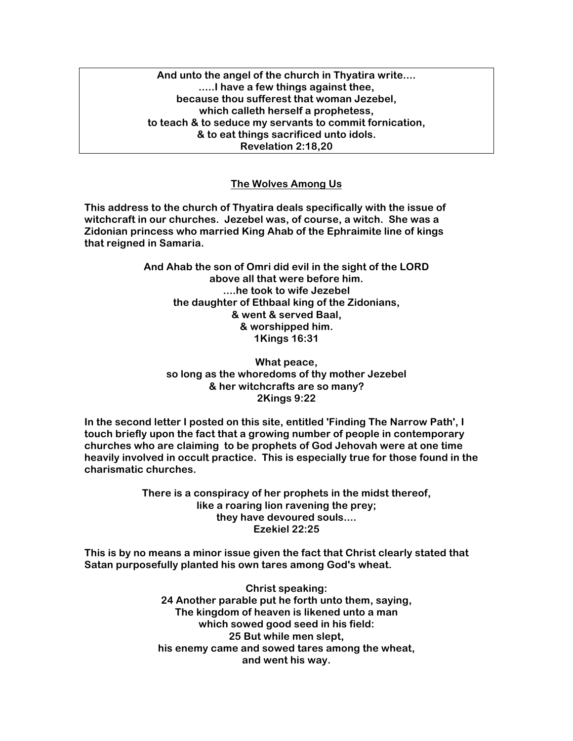**And unto the angel of the church in Thyatira write....**
**.....I have a few things against thee,**
**because thou sufferest that woman Jezebel,**
**which calleth herself a prophetess,**
**to teach & to seduce my servants to commit fornication,**
**& to eat things sacrificed unto idols.**
**Revelation 2:18,20**

## The Wolves Among Us

**This address to the church of Thyatira deals specifically with the issue of witchcraft in our churches. Jezebel was, of course, a witch. She was a Zidonian princess who married King Ahab of the Ephraimite line of kings that reigned in Samaria.**

**And Ahab the son of Omri did evil in the sight of the LORD**
**above all that were before him.**
**....he took to wife Jezebel**
**the daughter of Ethbaal king of the Zidonians,**
**& went & served Baal,**
**& worshipped him.**
**1Kings 16:31**

**What peace,**
**so long as the whoredoms of thy mother Jezebel**
**& her witchcrafts are so many?**
**2Kings 9:22**

**In the second letter I posted on this site, entitled 'Finding The Narrow Path', I touch briefly upon the fact that a growing number of people in contemporary churches who are claiming to be prophets of God Jehovah were at one time heavily involved in occult practice. This is especially true for those found in the charismatic churches.**

**There is a conspiracy of her prophets in the midst thereof,**
**like a roaring lion ravening the prey;**
**they have devoured souls....**
**Ezekiel 22:25**

**This is by no means a minor issue given the fact that Christ clearly stated that Satan purposefully planted his own tares among God's wheat.**

**Christ speaking:**
**24 Another parable put he forth unto them, saying,**
**The kingdom of heaven is likened unto a man**
**which sowed good seed in his field:**
**25 But while men slept,**
**his enemy came and sowed tares among the wheat,**
**and went his way.**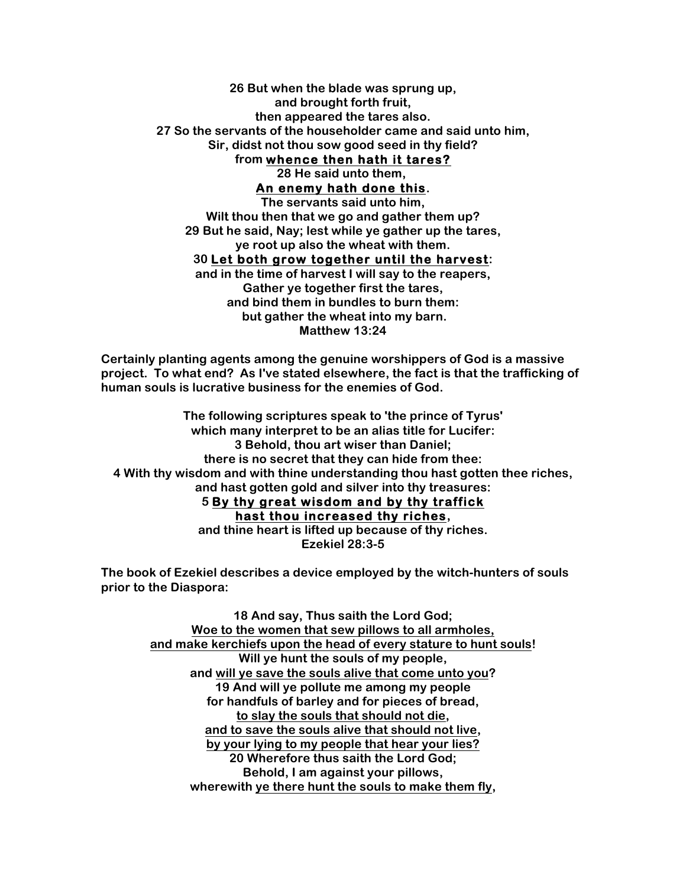26 But when the blade was sprung up,
and brought forth fruit,
then appeared the tares also.
27 So the servants of the householder came and said unto him,
Sir, didst not thou sow good seed in thy field?
from <u>**whence then hath it tares?**</u>
28 He said unto them,
<u>**An enemy hath done this**</u>.
The servants said unto him,
Wilt thou then that we go and gather them up?
29 But he said, Nay; lest while ye gather up the tares,
ye root up also the wheat with them.
30 <u>**Let both grow together until the harvest**</u>:
and in the time of harvest I will say to the reapers,
Gather ye together first the tares,
and bind them in bundles to burn them:
but gather the wheat into my barn.
Matthew 13:24

Certainly planting agents among the genuine worshippers of God is a massive project. To what end? As I've stated elsewhere, the fact is that the trafficking of human souls is lucrative business for the enemies of God.

The following scriptures speak to 'the prince of Tyrus'
which many interpret to be an alias title for Lucifer:
3 Behold, thou art wiser than Daniel;
there is no secret that they can hide from thee:
4 With thy wisdom and with thine understanding thou hast gotten thee riches,
and hast gotten gold and silver into thy treasures:
5 <u>**By thy great wisdom and by thy traffick hast thou increased thy riches**</u>,
and thine heart is lifted up because of thy riches.
Ezekiel 28:3-5

The book of Ezekiel describes a device employed by the witch-hunters of souls prior to the Diaspora:

18 And say, Thus saith the Lord God;
<u>Woe to the women that sew pillows to all armholes,
and make kerchiefs upon the head of every stature to hunt souls</u>!
Will ye hunt the souls of my people,
and <u>will ye save the souls alive that come unto you</u>?
19 And will ye pollute me among my people
for handfuls of barley and for pieces of bread,
<u>to slay the souls that should not die</u>,
<u>and to save the souls alive that should not live</u>,
<u>by your lying to my people that hear your lies?</u>
20 Wherefore thus saith the Lord God;
Behold, I am against your pillows,
wherewith <u>ye there hunt the souls to make them fly</u>,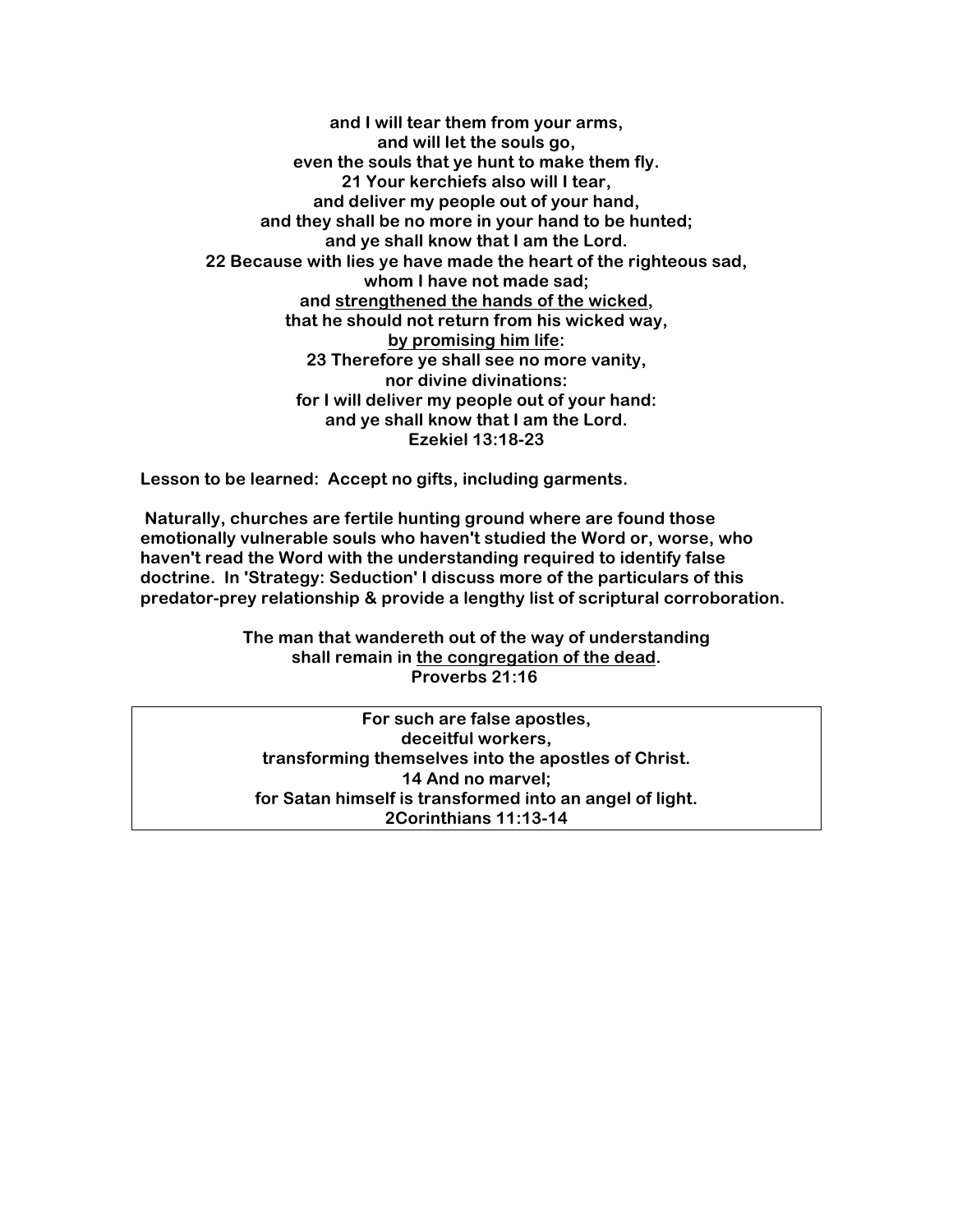**and I will tear them from your arms,**
**and will let the souls go,**
**even the souls that ye hunt to make them fly.**
**21 Your kerchiefs also will I tear,**
**and deliver my people out of your hand,**
**and they shall be no more in your hand to be hunted;**
**and ye shall know that I am the Lord.**
**22 Because with lies ye have made the heart of the righteous sad,**
**whom I have not made sad;**
**and <u>strengthened the hands of the wicked</u>,**
**that he should not return from his wicked way,**
**<u>by promising him life</u>:**
**23 Therefore ye shall see no more vanity,**
**nor divine divinations:**
**for I will deliver my people out of your hand:**
**and ye shall know that I am the Lord.**
**Ezekiel 13:18-23**

**Lesson to be learned: Accept no gifts, including garments.**

**Naturally, churches are fertile hunting ground where are found those emotionally vulnerable souls who haven't studied the Word or, worse, who haven't read the Word with the understanding required to identify false doctrine. In 'Strategy: Seduction' I discuss more of the particulars of this predator-prey relationship & provide a lengthy list of scriptural corroboration.**

**The man that wandereth out of the way of understanding**
**shall remain in <u>the congregation of the dead</u>.**
**Proverbs 21:16**

> **For such are false apostles,**
> **deceitful workers,**
> **transforming themselves into the apostles of Christ.**
> **14 And no marvel;**
> **for Satan himself is transformed into an angel of light.**
> **2Corinthians 11:13-14**